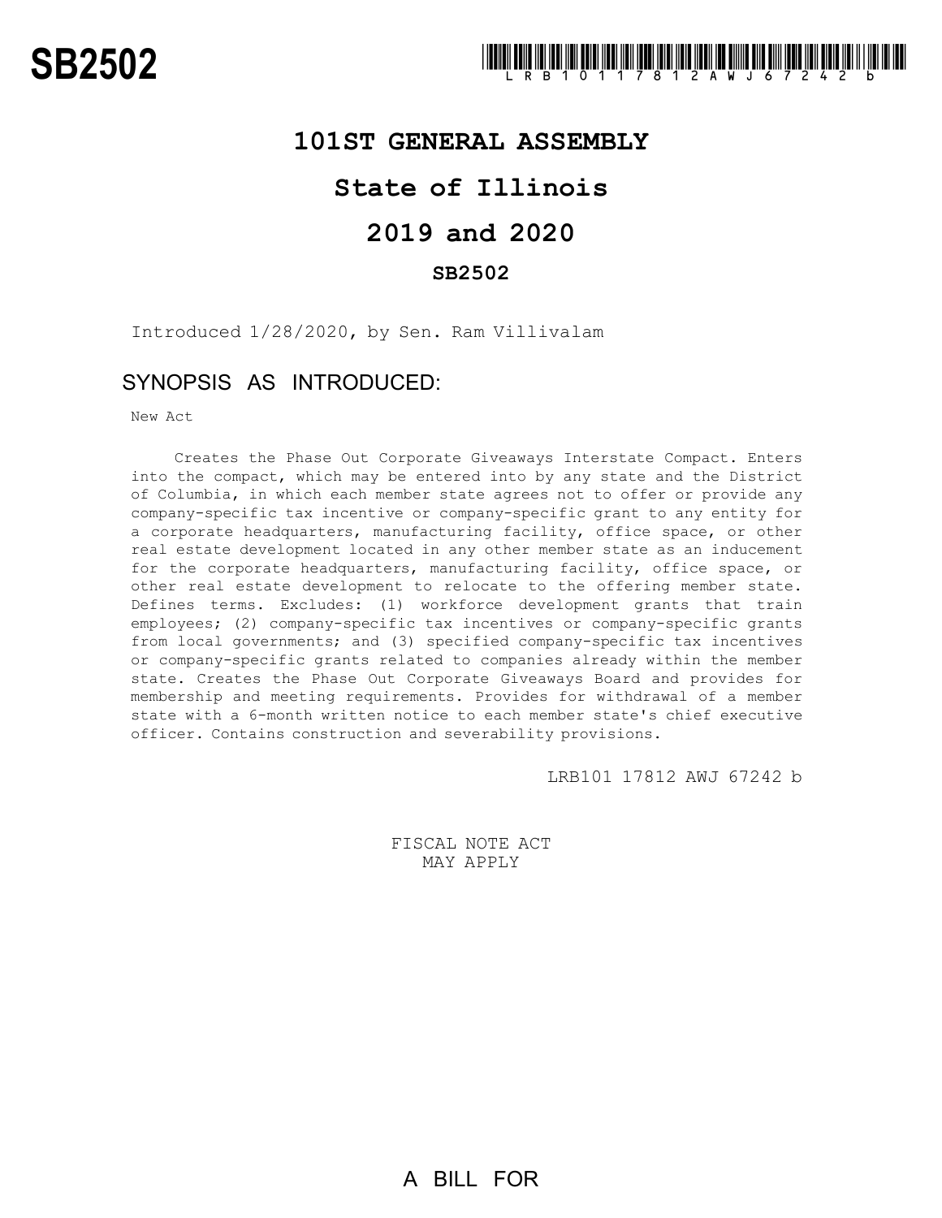# SB2502

LRB101 17812 AWJ 67242 b

## 101ST GENERAL ASSEMBLY

## State of Illinois

## 2019 and 2020

### SB2502

Introduced 1/28/2020, by Sen. Ram Villivalam

## SYNOPSIS AS INTRODUCED:

New Act

Creates the Phase Out Corporate Giveaways Interstate Compact. Enters into the compact, which may be entered into by any state and the District of Columbia, in which each member state agrees not to offer or provide any company-specific tax incentive or company-specific grant to any entity for a corporate headquarters, manufacturing facility, office space, or other real estate development located in any other member state as an inducement for the corporate headquarters, manufacturing facility, office space, or other real estate development to relocate to the offering member state. Defines terms. Excludes: (1) workforce development grants that train employees; (2) company-specific tax incentives or company-specific grants from local governments; and (3) specified company-specific tax incentives or company-specific grants related to companies already within the member state. Creates the Phase Out Corporate Giveaways Board and provides for membership and meeting requirements. Provides for withdrawal of a member state with a 6-month written notice to each member state's chief executive officer. Contains construction and severability provisions.

LRB101 17812 AWJ 67242 b

FISCAL NOTE ACT
MAY APPLY

A BILL FOR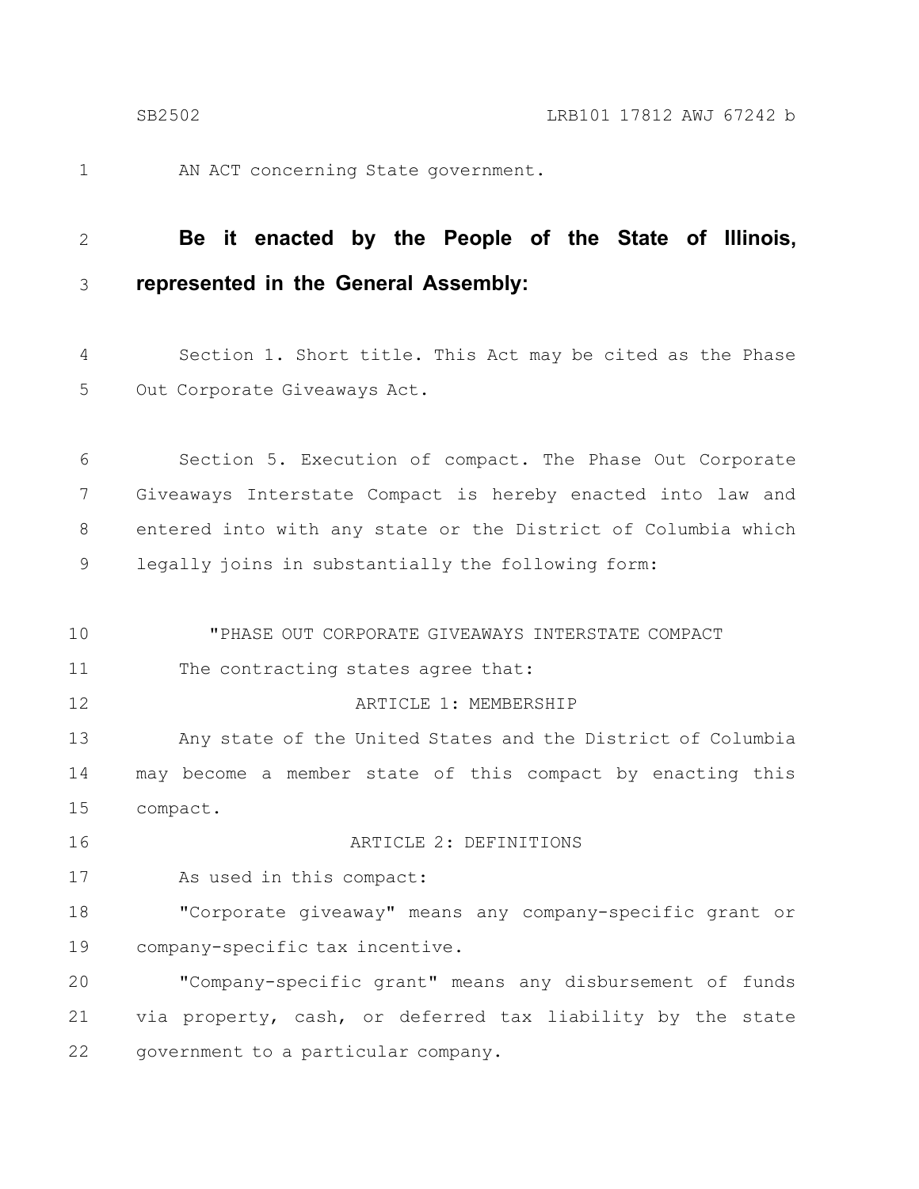AN ACT concerning State government.

**Be it enacted by the People of the State of Illinois, represented in the General Assembly:**

Section 1. Short title. This Act may be cited as the Phase Out Corporate Giveaways Act.

Section 5. Execution of compact. The Phase Out Corporate Giveaways Interstate Compact is hereby enacted into law and entered into with any state or the District of Columbia which legally joins in substantially the following form:

"PHASE OUT CORPORATE GIVEAWAYS INTERSTATE COMPACT

The contracting states agree that:

ARTICLE 1: MEMBERSHIP

Any state of the United States and the District of Columbia may become a member state of this compact by enacting this compact.

ARTICLE 2: DEFINITIONS

As used in this compact:

"Corporate giveaway" means any company-specific grant or company-specific tax incentive.

"Company-specific grant" means any disbursement of funds via property, cash, or deferred tax liability by the state government to a particular company.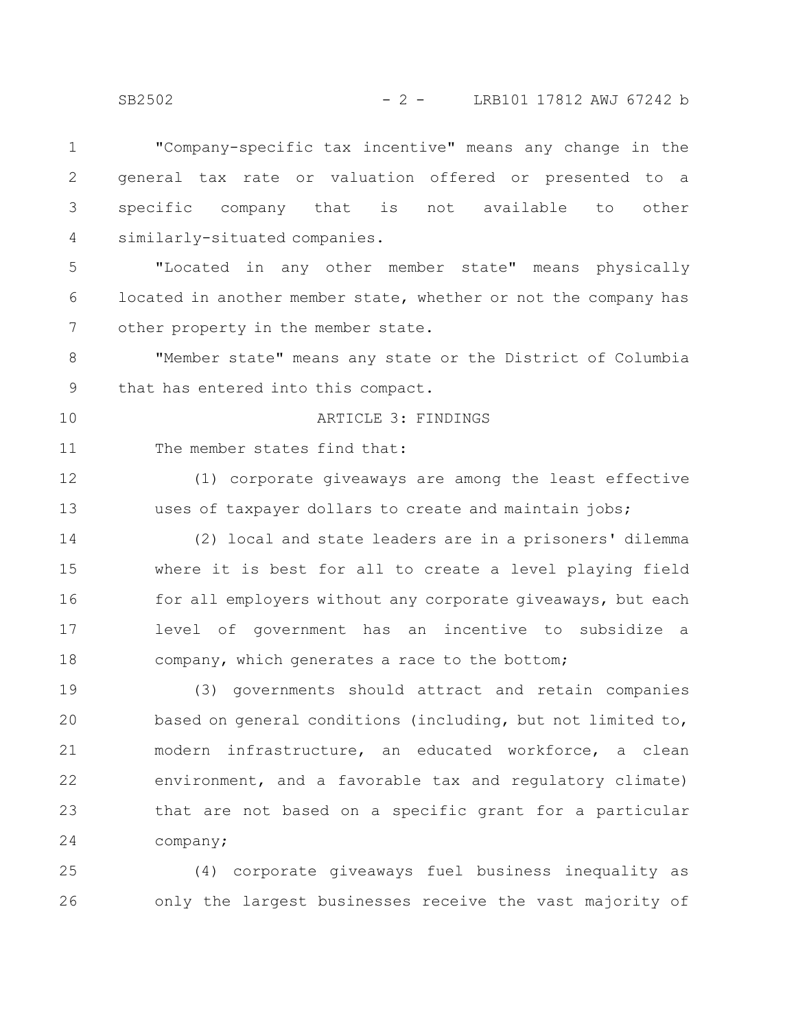"Company-specific tax incentive" means any change in the general tax rate or valuation offered or presented to a specific company that is not available to other similarly-situated companies.

"Located in any other member state" means physically located in another member state, whether or not the company has other property in the member state.

"Member state" means any state or the District of Columbia that has entered into this compact.

ARTICLE 3: FINDINGS

The member states find that:

(1) corporate giveaways are among the least effective uses of taxpayer dollars to create and maintain jobs;

(2) local and state leaders are in a prisoners' dilemma where it is best for all to create a level playing field for all employers without any corporate giveaways, but each level of government has an incentive to subsidize a company, which generates a race to the bottom;

(3) governments should attract and retain companies based on general conditions (including, but not limited to, modern infrastructure, an educated workforce, a clean environment, and a favorable tax and regulatory climate) that are not based on a specific grant for a particular company;

(4) corporate giveaways fuel business inequality as only the largest businesses receive the vast majority of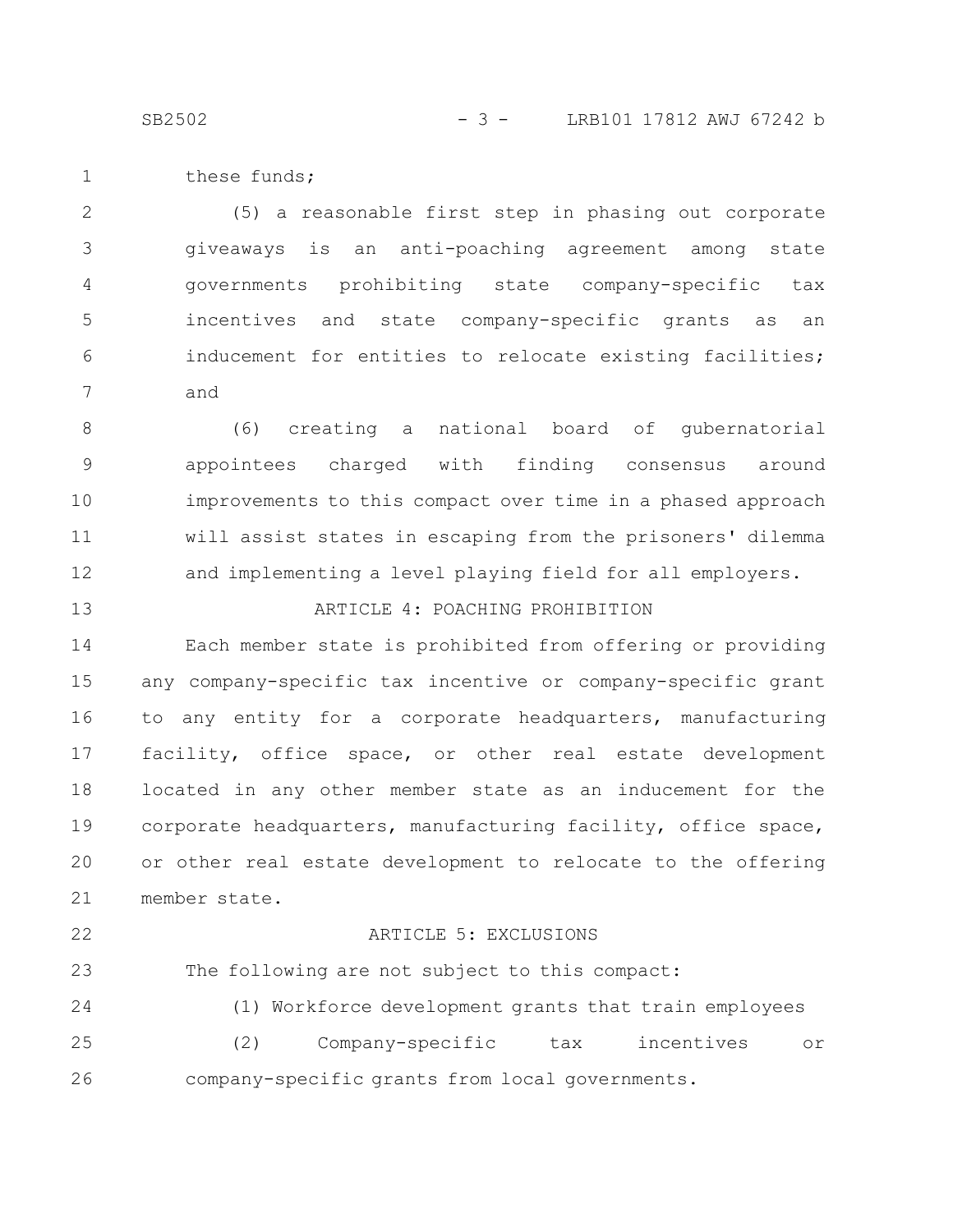these funds;

(5) a reasonable first step in phasing out corporate giveaways is an anti-poaching agreement among state governments prohibiting state company-specific tax incentives and state company-specific grants as an inducement for entities to relocate existing facilities; and

(6) creating a national board of gubernatorial appointees charged with finding consensus around improvements to this compact over time in a phased approach will assist states in escaping from the prisoners' dilemma and implementing a level playing field for all employers.

ARTICLE 4: POACHING PROHIBITION

Each member state is prohibited from offering or providing any company-specific tax incentive or company-specific grant to any entity for a corporate headquarters, manufacturing facility, office space, or other real estate development located in any other member state as an inducement for the corporate headquarters, manufacturing facility, office space, or other real estate development to relocate to the offering member state.

ARTICLE 5: EXCLUSIONS

The following are not subject to this compact:

(1) Workforce development grants that train employees

(2) Company-specific tax incentives or company-specific grants from local governments.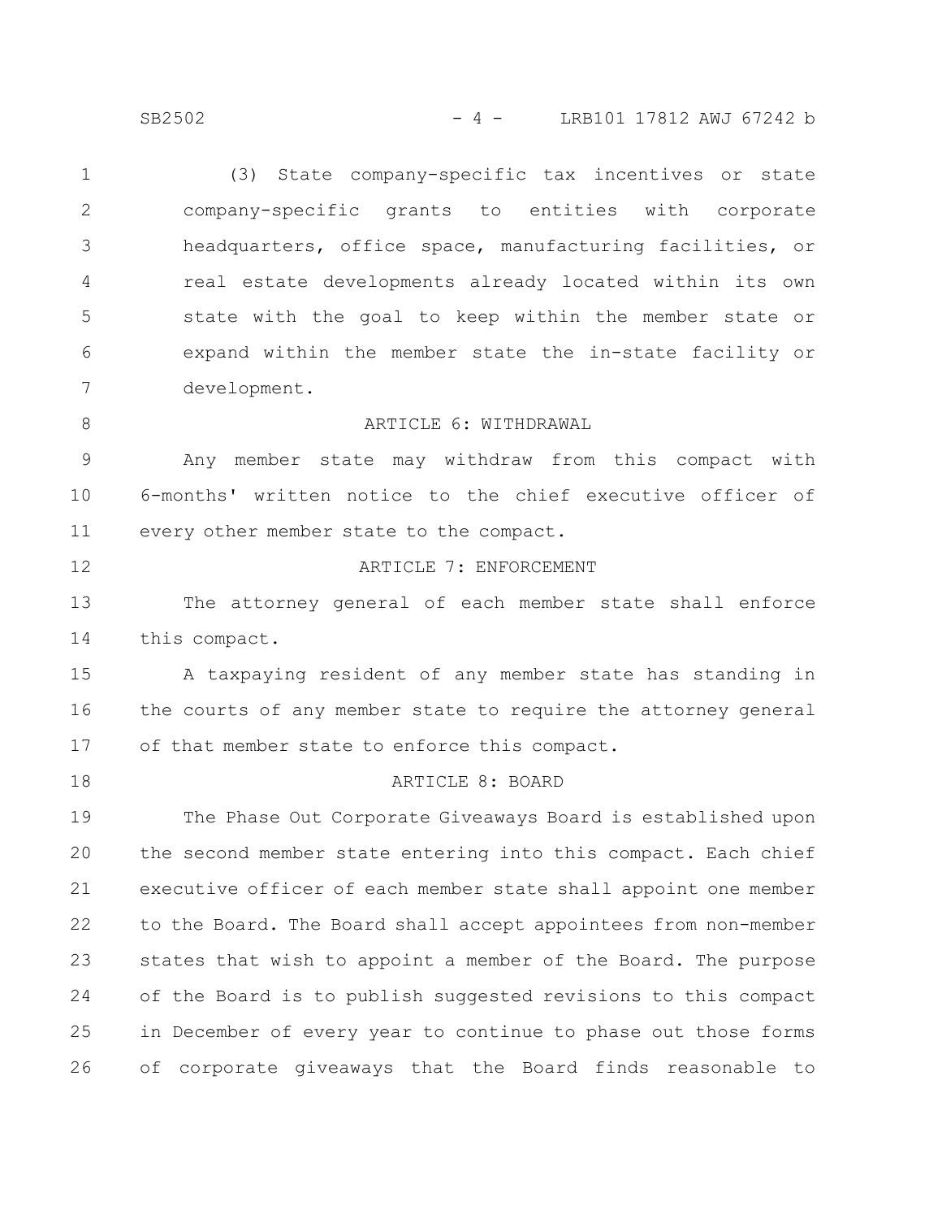(3) State company-specific tax incentives or state company-specific grants to entities with corporate headquarters, office space, manufacturing facilities, or real estate developments already located within its own state with the goal to keep within the member state or expand within the member state the in-state facility or development.

ARTICLE 6: WITHDRAWAL

Any member state may withdraw from this compact with 6-months' written notice to the chief executive officer of every other member state to the compact.

ARTICLE 7: ENFORCEMENT

The attorney general of each member state shall enforce this compact.

A taxpaying resident of any member state has standing in the courts of any member state to require the attorney general of that member state to enforce this compact.

ARTICLE 8: BOARD

The Phase Out Corporate Giveaways Board is established upon the second member state entering into this compact. Each chief executive officer of each member state shall appoint one member to the Board. The Board shall accept appointees from non-member states that wish to appoint a member of the Board. The purpose of the Board is to publish suggested revisions to this compact in December of every year to continue to phase out those forms of corporate giveaways that the Board finds reasonable to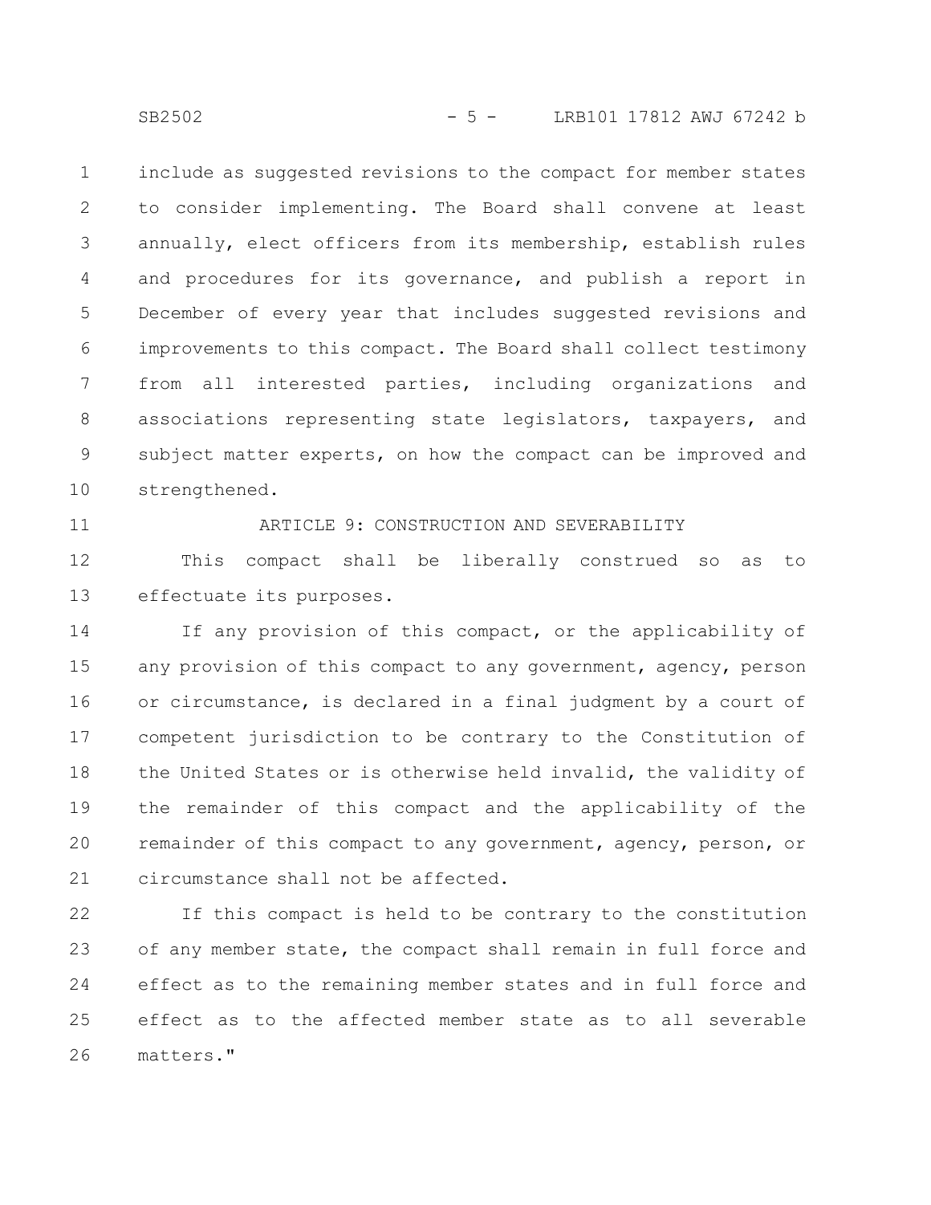include as suggested revisions to the compact for member states to consider implementing. The Board shall convene at least annually, elect officers from its membership, establish rules and procedures for its governance, and publish a report in December of every year that includes suggested revisions and improvements to this compact. The Board shall collect testimony from all interested parties, including organizations and associations representing state legislators, taxpayers, and subject matter experts, on how the compact can be improved and strengthened.

ARTICLE 9: CONSTRUCTION AND SEVERABILITY

This compact shall be liberally construed so as to effectuate its purposes.

If any provision of this compact, or the applicability of any provision of this compact to any government, agency, person or circumstance, is declared in a final judgment by a court of competent jurisdiction to be contrary to the Constitution of the United States or is otherwise held invalid, the validity of the remainder of this compact and the applicability of the remainder of this compact to any government, agency, person, or circumstance shall not be affected.

If this compact is held to be contrary to the constitution of any member state, the compact shall remain in full force and effect as to the remaining member states and in full force and effect as to the affected member state as to all severable matters."